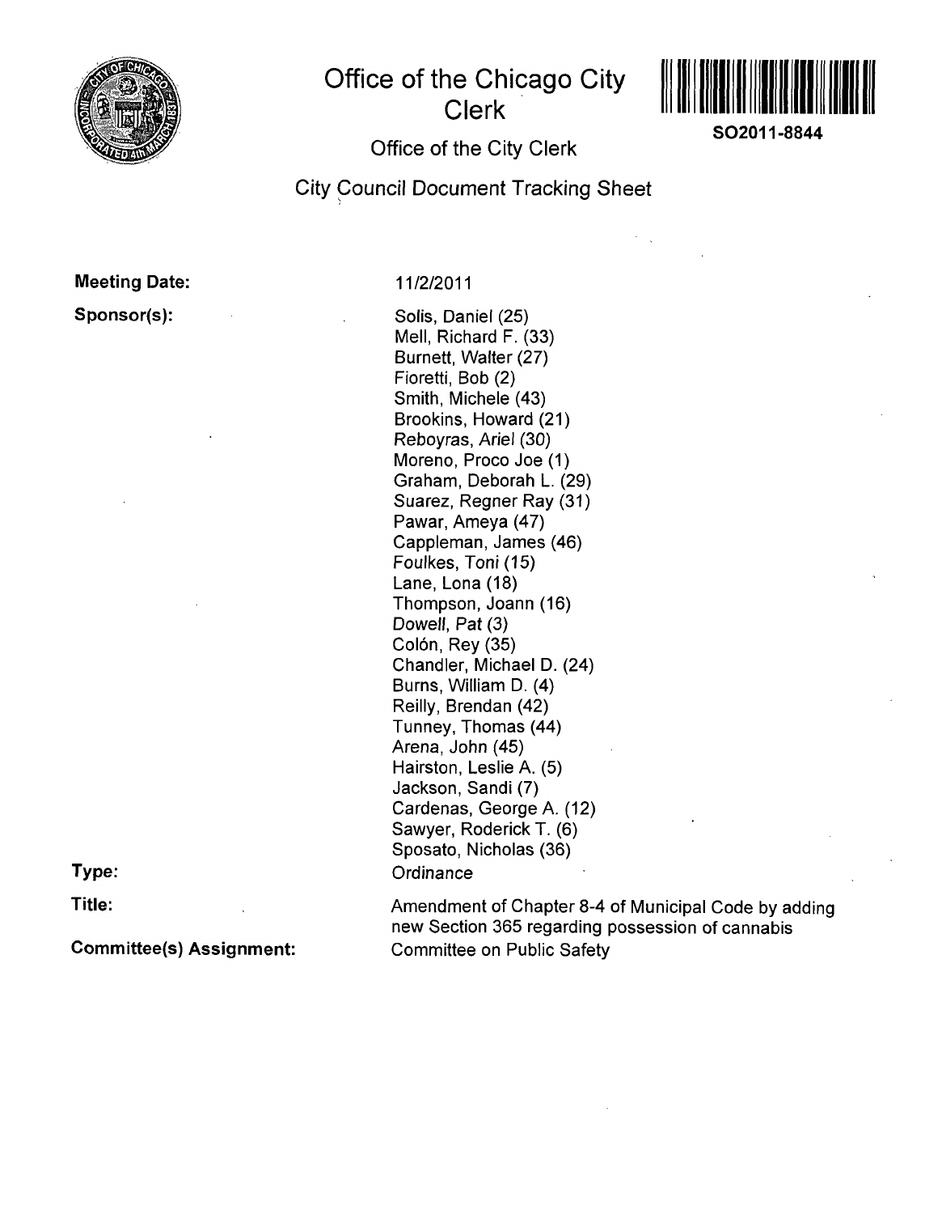# Office of the Chicago City Clerk

SO2011-8844

## Office of the City Clerk

## City Council Document Tracking Sheet

**Meeting Date:** 11/2/2011

**Sponsor(s):**

Solis, Daniel (25)
Mell, Richard F. (33)
Burnett, Walter (27)
Fioretti, Bob (2)
Smith, Michele (43)
Brookins, Howard (21)
Reboyras, Ariel (30)
Moreno, Proco Joe (1)
Graham, Deborah L. (29)
Suarez, Regner Ray (31)
Pawar, Ameya (47)
Cappleman, James (46)
Foulkes, Toni (15)
Lane, Lona (18)
Thompson, Joann (16)
Dowell, Pat (3)
Colón, Rey (35)
Chandler, Michael D. (24)
Burns, William D. (4)
Reilly, Brendan (42)
Tunney, Thomas (44)
Arena, John (45)
Hairston, Leslie A. (5)
Jackson, Sandi (7)
Cardenas, George A. (12)
Sawyer, Roderick T. (6)
Sposato, Nicholas (36)

**Type:** Ordinance

**Title:** Amendment of Chapter 8-4 of Municipal Code by adding new Section 365 regarding possession of cannabis

**Committee(s) Assignment:** Committee on Public Safety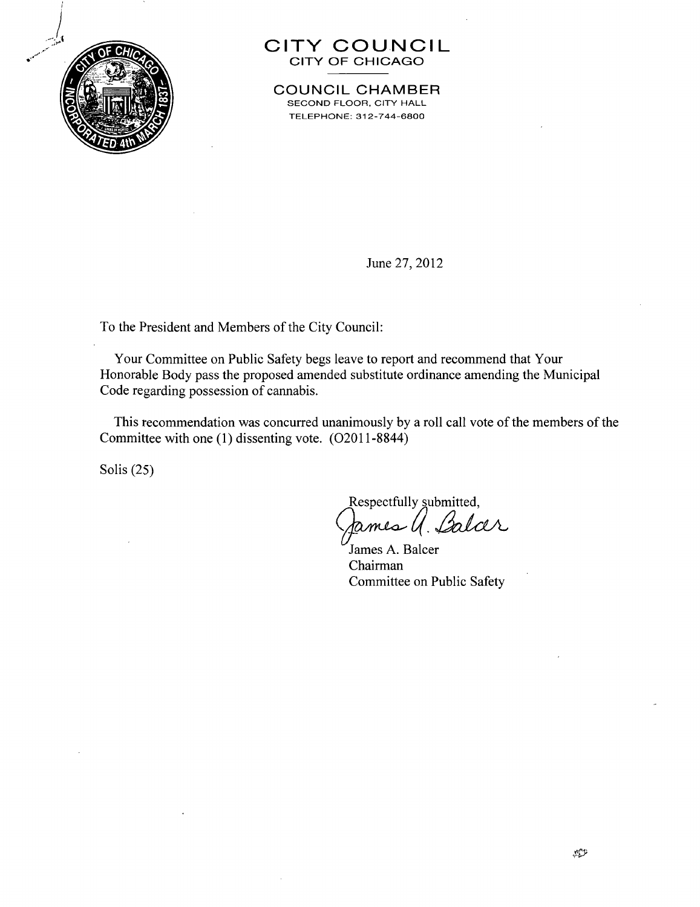# CITY COUNCIL

CITY OF CHICAGO

## COUNCIL CHAMBER

SECOND FLOOR, CITY HALL

TELEPHONE: 312-744-6800

June 27, 2012

To the President and Members of the City Council:

Your Committee on Public Safety begs leave to report and recommend that Your Honorable Body pass the proposed amended substitute ordinance amending the Municipal Code regarding possession of cannabis.

This recommendation was concurred unanimously by a roll call vote of the members of the Committee with one (1) dissenting vote. (O2011-8844)

Solis (25)

Respectfully submitted,

James A. Balcer

James A. Balcer
Chairman
Committee on Public Safety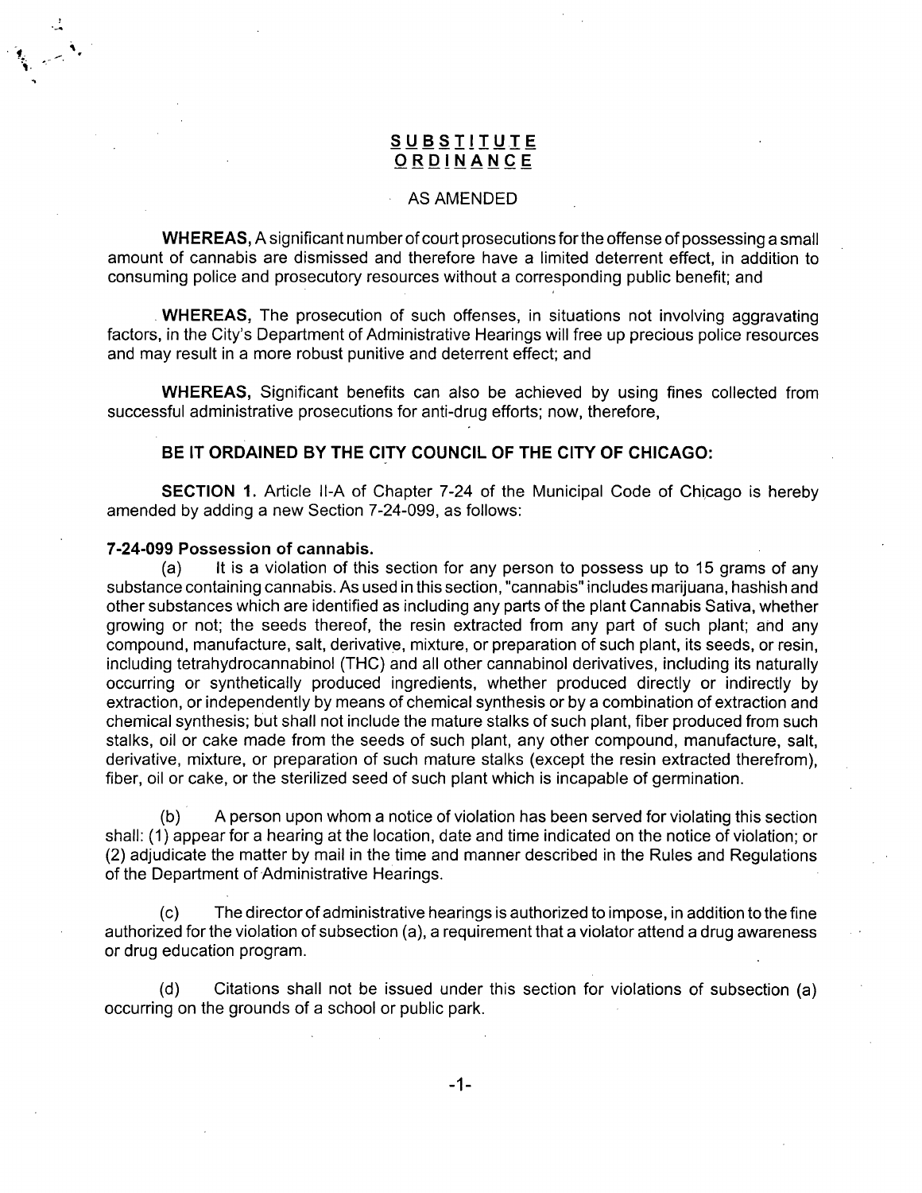# SUBSTITUTE ORDINANCE

AS AMENDED

**WHEREAS,** A significant number of court prosecutions for the offense of possessing a small amount of cannabis are dismissed and therefore have a limited deterrent effect, in addition to consuming police and prosecutory resources without a corresponding public benefit; and

**WHEREAS,** The prosecution of such offenses, in situations not involving aggravating factors, in the City's Department of Administrative Hearings will free up precious police resources and may result in a more robust punitive and deterrent effect; and

**WHEREAS,** Significant benefits can also be achieved by using fines collected from successful administrative prosecutions for anti-drug efforts; now, therefore,

**BE IT ORDAINED BY THE CITY COUNCIL OF THE CITY OF CHICAGO:**

**SECTION 1.** Article II-A of Chapter 7-24 of the Municipal Code of Chicago is hereby amended by adding a new Section 7-24-099, as follows:

**7-24-099 Possession of cannabis.**

(a) It is a violation of this section for any person to possess up to 15 grams of any substance containing cannabis. As used in this section, "cannabis" includes marijuana, hashish and other substances which are identified as including any parts of the plant Cannabis Sativa, whether growing or not; the seeds thereof, the resin extracted from any part of such plant; and any compound, manufacture, salt, derivative, mixture, or preparation of such plant, its seeds, or resin, including tetrahydrocannabinol (THC) and all other cannabinol derivatives, including its naturally occurring or synthetically produced ingredients, whether produced directly or indirectly by extraction, or independently by means of chemical synthesis or by a combination of extraction and chemical synthesis; but shall not include the mature stalks of such plant, fiber produced from such stalks, oil or cake made from the seeds of such plant, any other compound, manufacture, salt, derivative, mixture, or preparation of such mature stalks (except the resin extracted therefrom), fiber, oil or cake, or the sterilized seed of such plant which is incapable of germination.

(b) A person upon whom a notice of violation has been served for violating this section shall: (1) appear for a hearing at the location, date and time indicated on the notice of violation; or (2) adjudicate the matter by mail in the time and manner described in the Rules and Regulations of the Department of Administrative Hearings.

(c) The director of administrative hearings is authorized to impose, in addition to the fine authorized for the violation of subsection (a), a requirement that a violator attend a drug awareness or drug education program.

(d) Citations shall not be issued under this section for violations of subsection (a) occurring on the grounds of a school or public park.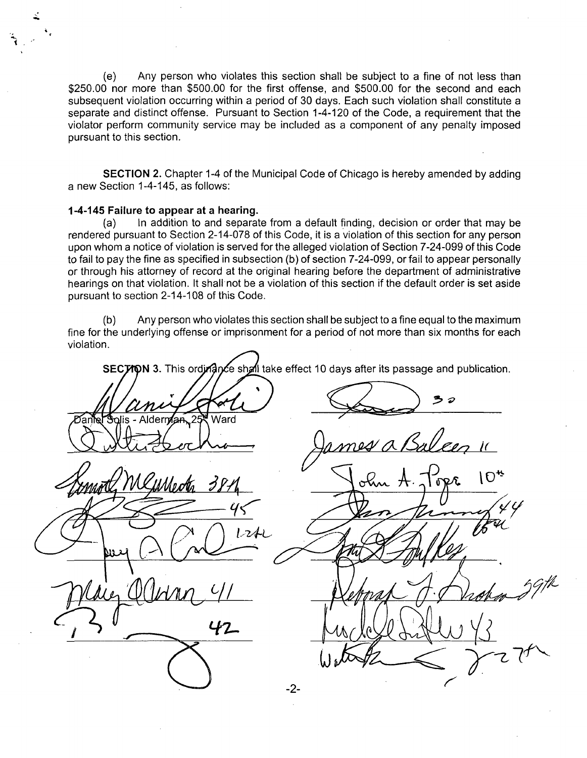(e) Any person who violates this section shall be subject to a fine of not less than $250.00 nor more than $500.00 for the first offense, and $500.00 for the second and each subsequent violation occurring within a period of 30 days. Each such violation shall constitute a separate and distinct offense. Pursuant to Section 1-4-120 of the Code, a requirement that the violator perform community service may be included as a component of any penalty imposed pursuant to this section.

**SECTION 2.** Chapter 1-4 of the Municipal Code of Chicago is hereby amended by adding a new Section 1-4-145, as follows:

**1-4-145 Failure to appear at a hearing.**

(a) In addition to and separate from a default finding, decision or order that may be rendered pursuant to Section 2-14-078 of this Code, it is a violation of this section for any person upon whom a notice of violation is served for the alleged violation of Section 7-24-099 of this Code to fail to pay the fine as specified in subsection (b) of section 7-24-099, or fail to appear personally or through his attorney of record at the original hearing before the department of administrative hearings on that violation. It shall not be a violation of this section if the default order is set aside pursuant to section 2-14-108 of this Code.

(b) Any person who violates this section shall be subject to a fine equal to the maximum fine for the underlying offense or imprisonment for a period of not more than six months for each violation.

**SECTION 3.** This ordinance shall take effect 10 days after its passage and publication.

Daniel Solis - Alderman, 25th Ward

38th

45

12th

41

42

30

James A Balcer 11

John A. Pope 10th

44

Deborah L. Graham 29th

43

27th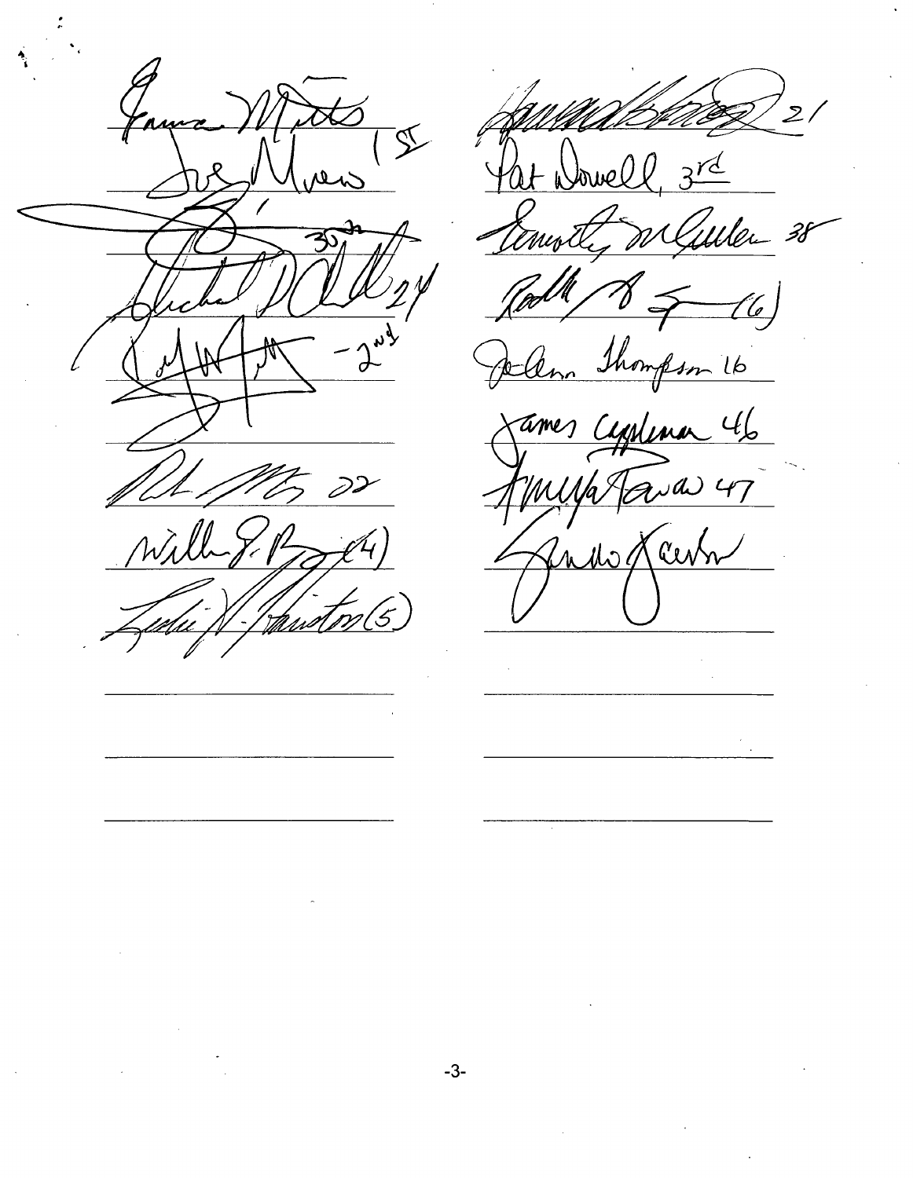Emma Mitts

Joe Moreno 1st

30th

Michael D. Chandler 24

-2nd

22

Will E. Burns (4)

Leslie A. Hairston (5)

21

Pat Dowell, 3rd

Timothy M. Cullerton 38

Roderick T. Sawyer (6)

JoAnn Thompson 16

James Cappleman 46

Ameya Pawar 47

Sandi Jackson